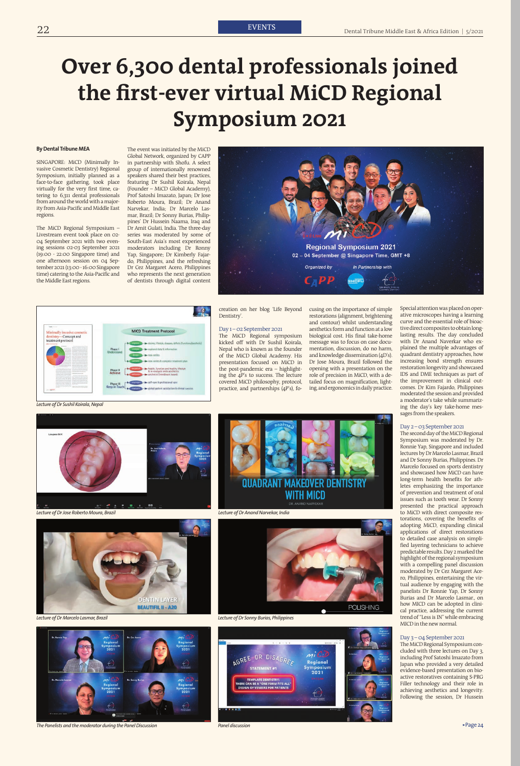# Over 6,300 dental professionals joined the first-ever virtual MiCD Regional Symposium 2021

**By Dental Tribune MEA**

SINGAPORE: MiCD (Minimally Invasive Cosmetic Dentistry) Regional Symposium, initially planned as a face-to-face gathering, took place virtually for the very first time, catering to 6,311 dental professionals from around the world with a majority from Asia-Pacific and Middle East regions.

The MiCD Regional Symposium – Livestream event took place on 02-04 September 2021 with two evening sessions 02-03 September 2021 (19:00 - 22:00 Singapore time) and one afternoon session on 04 September 2021 (13:00 - 16:00 Singapore time) catering to the Asia-Pacific and the Middle East regions.

The event was initiated by the MiCD Global Network, organized by CAPP in partnership with Shofu. A select group of internationally renowned speakers shared their best practices, featuring Dr Sushil Koirala, Nepal (Founder – MiCD Global Academy), Prof Satoshi Imazato, Japan; Dr Jose Roberto Moura, Brazil; Dr Anand Narvekar, India; Dr Marcelo Lasmar, Brazil; Dr Sonny Burias, Philippines' Dr Hussein Naama, Iraq and Dr Amit Gulati, India. The three-day series was moderated by some of South-East Asia's most experienced moderators including Dr Ronny Yap, Singapore; Dr Kimberly Fajardo, Philippines and the refreshing Dr Cez Margaret Acero, Philippines who represents the next generation of dentists through digital content creation on her blog 'Life Beyond Dentistry'.

### Day 1 – 02 September 2021

The MiCD Regional symposium kicked off with Dr Sushil Koirala, Nepal who is known as the founder of the MiCD Global Academy. His presentation focused on MiCD in the post-pandemic era – highlighting the 4P's to success. The lecture covered MiCD philosophy, protocol, practice, and partnerships (4P's), focusing on the importance of simple restorations (alignment, brightening and contour) whilst understanding aesthetics form and function at a low biological cost. His final take-home message was to focus on case documentation, discussion, do no harm, and knowledge dissemination (4D's). Dr Jose Moura, Brazil followed the opening with a presentation on the role of precision in MiCD, with a detailed focus on magnification, lighting, and ergonomics in daily practice. Special attention was placed on operative microscopes having a learning curve and the essential role of bioactive direct composites to obtain long-lasting results. The day concluded with Dr Anand Naverkar who explained the multiple advantages of quadrant dentistry approaches, how increasing bond strength ensures restoration longevity and showcased IDS and DME techniques as part of the improvement in clinical outcomes. Dr Kim Fajardo, Philippines moderated the session and provided a moderator's take while summarizing the day's key take-home messages from the speakers.

Lecture of Dr Sushil Koirala, Nepal

Lecture of Dr Jose Roberto Moura, Brazil

Lecture of Dr Anand Narvekar, India

Lecture of Dr Marcelo Lasmar, Brazil

Lecture of Dr Sonny Burias, Philippines

The Panelists and the moderator during the Panel Discussion

Panel discussion

### Day 2 – 03 September 2021

The second day of the MiCD Regional Symposium was moderated by Dr. Ronnie Yap, Singapore and included lectures by Dr Marcelo Lasmar, Brazil and Dr Sonny Burias, Philippines. Dr Marcelo focused on sports dentistry and showcased how MiCD can have long-term health benefits for athletes emphasizing the importance of prevention and treatment of oral issues such as tooth wear. Dr Sonny presented the practical approach to MiCD with direct composite restorations, covering the benefits of adopting MiCD, expanding clinical applications of direct restorations to detailed case analysis on simplified layering technicians to achieve predictable results. Day 2 marked the highlight of the regional symposium with a compelling panel discussion moderated by Dr Cez Margaret Acero, Philippines, entertaining the virtual audience by engaging with the panelists Dr Ronnie Yap, Dr Sonny Burias and Dr Marcelo Lasmar., on how MiCD can be adopted in clinical practice, addressing the current trend of "Less is IN" while embracing MICD in the new normal.

### Day 3 – 04 September 2021

The MiCD Regional Symposium concluded with three lectures on Day 3, including Prof Satoshi Imazato from Japan who provided a very detailed evidence-based presentation on bioactive restoratives containing S-PRG Filler technology and their role in achieving aesthetics and longevity. Following the session, Dr Hussein

►Page 24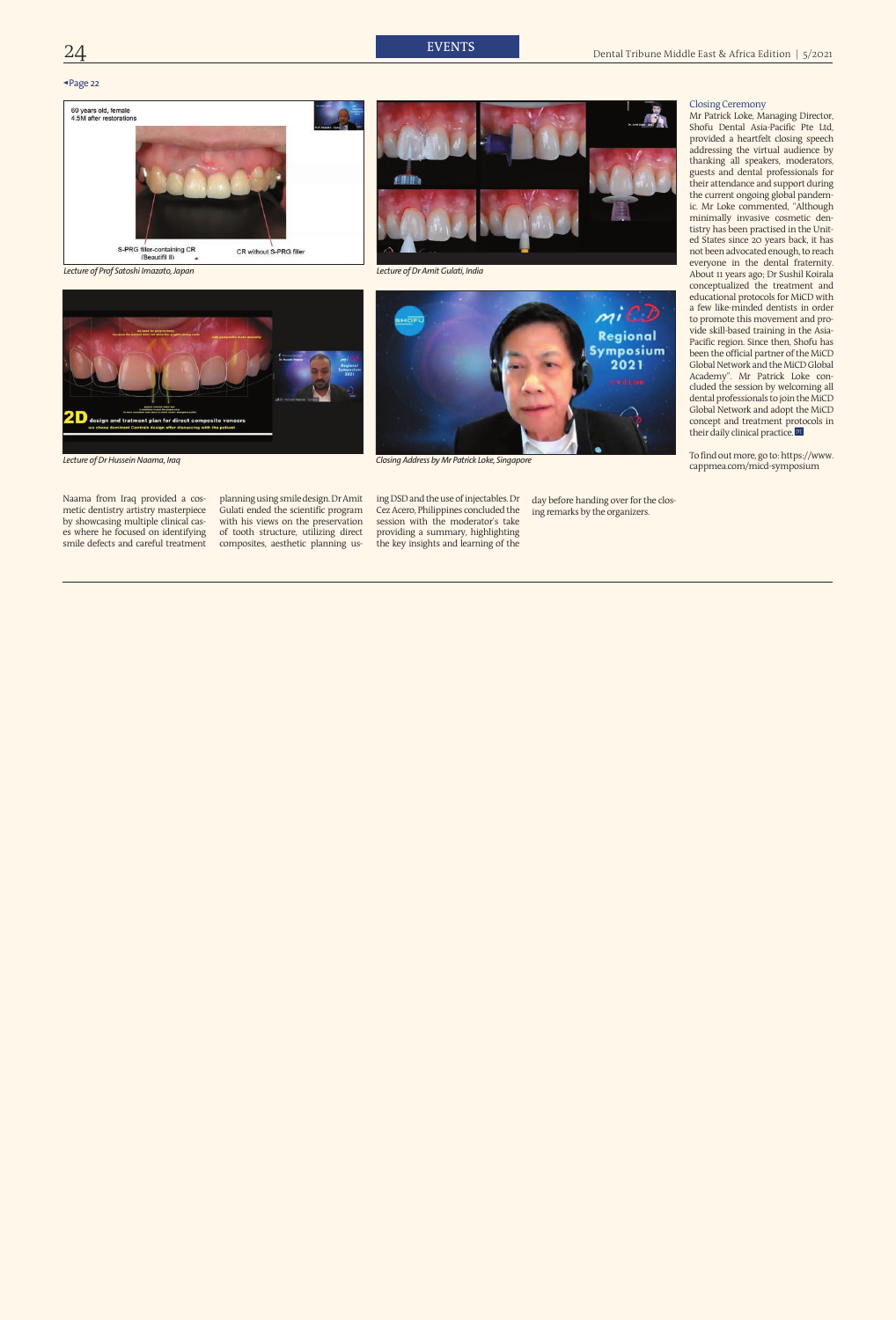◂Page 22

*Lecture of Prof Satoshi Imazato, Japan*

*Lecture of Dr Amit Gulati, India*

*Lecture of Dr Hussein Naama, Iraq*

*Closing Address by Mr Patrick Loke, Singapore*

Naama from Iraq provided a cosmetic dentistry artistry masterpiece by showcasing multiple clinical cases where he focused on identifying smile defects and careful treatment planning using smile design. Dr Amit Gulati ended the scientific program with his views on the preservation of tooth structure, utilizing direct composites, aesthetic planning using DSD and the use of injectables. Dr Cez Acero, Philippines concluded the session with the moderator's take providing a summary, highlighting the key insights and learning of the day before handing over for the closing remarks by the organizers.

## Closing Ceremony

Mr Patrick Loke, Managing Director, Shofu Dental Asia-Pacific Pte Ltd, provided a heartfelt closing speech addressing the virtual audience by thanking all speakers, moderators, guests and dental professionals for their attendance and support during the current ongoing global pandemic. Mr Loke commented, "Although minimally invasive cosmetic dentistry has been practised in the United States since 20 years back, it has not been advocated enough, to reach everyone in the dental fraternity. About 11 years ago; Dr Sushil Koirala conceptualized the treatment and educational protocols for MiCD with a few like-minded dentists in order to promote this movement and provide skill-based training in the Asia-Pacific region. Since then, Shofu has been the official partner of the MiCD Global Network and the MiCD Global Academy". Mr Patrick Loke concluded the session by welcoming all dental professionals to join the MiCD Global Network and adopt the MiCD concept and treatment protocols in their daily clinical practice.

To find out more, go to: https://www.cappmea.com/micd-symposium